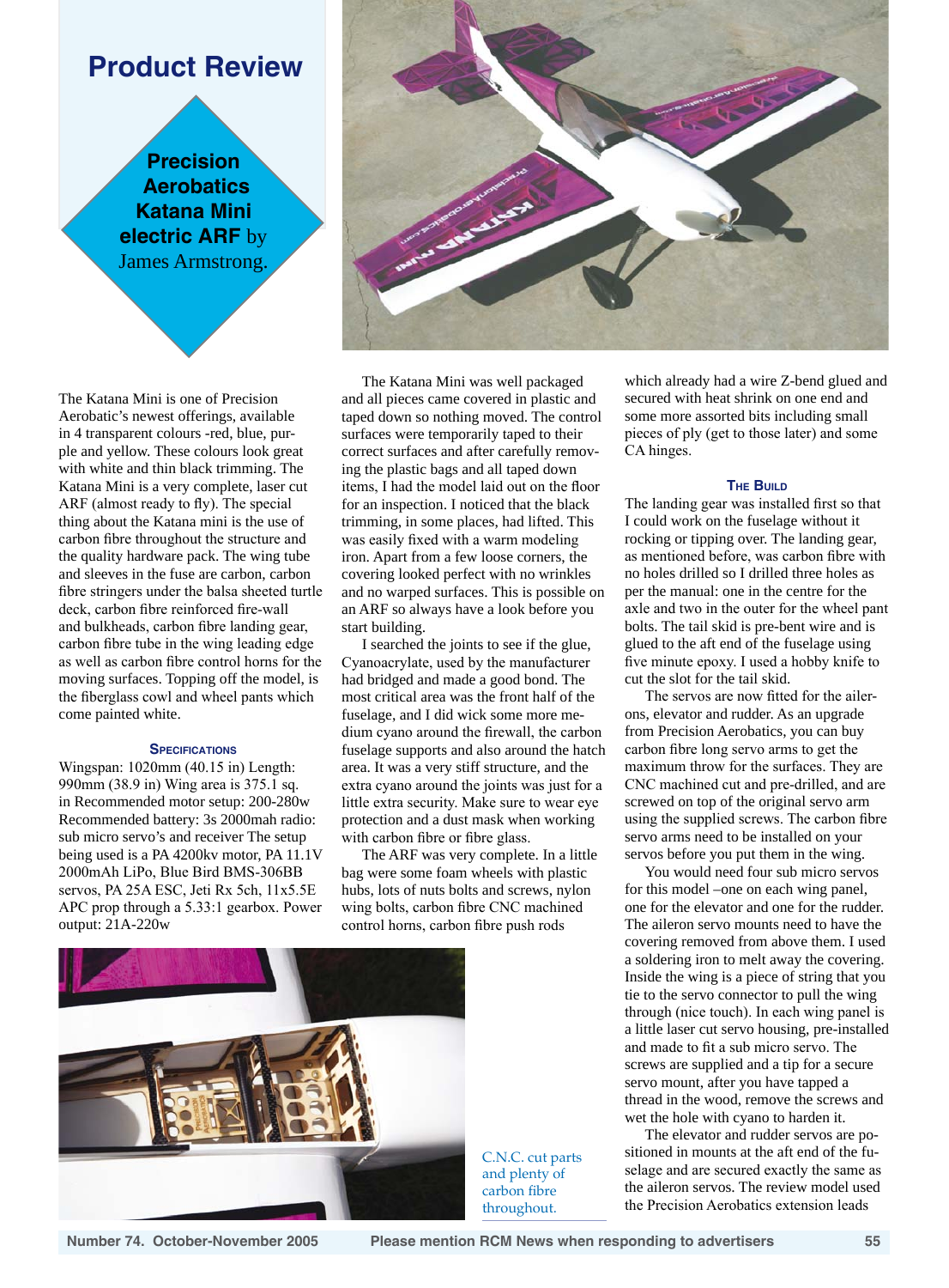# Product Review

## Precision Aerobatics Katana Mini electric ARF by James Armstrong.

The Katana Mini is one of Precision Aerobatic's newest offerings, available in 4 transparent colours -red, blue, purple and yellow. These colours look great with white and thin black trimming. The Katana Mini is a very complete, laser cut ARF (almost ready to fly). The special thing about the Katana mini is the use of carbon fibre throughout the structure and the quality hardware pack. The wing tube and sleeves in the fuse are carbon, carbon fibre stringers under the balsa sheeted turtle deck, carbon fibre reinforced fire-wall and bulkheads, carbon fibre landing gear, carbon fibre tube in the wing leading edge as well as carbon fibre control horns for the moving surfaces. Topping off the model, is the fiberglass cowl and wheel pants which come painted white.

### Specifications

Wingspan: 1020mm (40.15 in) Length: 990mm (38.9 in) Wing area is 375.1 sq. in Recommended motor setup: 200-280w Recommended battery: 3s 2000mah radio: sub micro servo's and receiver The setup being used is a PA 4200kv motor, PA 11.1V 2000mAh LiPo, Blue Bird BMS-306BB servos, PA 25A ESC, Jeti Rx 5ch, 11x5.5E APC prop through a 5.33:1 gearbox. Power output: 21A-220w

The Katana Mini was well packaged and all pieces came covered in plastic and taped down so nothing moved. The control surfaces were temporarily taped to their correct surfaces and after carefully removing the plastic bags and all taped down items, I had the model laid out on the floor for an inspection. I noticed that the black trimming, in some places, had lifted. This was easily fixed with a warm modeling iron. Apart from a few loose corners, the covering looked perfect with no wrinkles and no warped surfaces. This is possible on an ARF so always have a look before you start building.

I searched the joints to see if the glue, Cyanoacrylate, used by the manufacturer had bridged and made a good bond. The most critical area was the front half of the fuselage, and I did wick some more medium cyano around the firewall, the carbon fuselage supports and also around the hatch area. It was a very stiff structure, and the extra cyano around the joints was just for a little extra security. Make sure to wear eye protection and a dust mask when working with carbon fibre or fibre glass.

The ARF was very complete. In a little bag were some foam wheels with plastic hubs, lots of nuts bolts and screws, nylon wing bolts, carbon fibre CNC machined control horns, carbon fibre push rods which already had a wire Z-bend glued and secured with heat shrink on one end and some more assorted bits including small pieces of ply (get to those later) and some CA hinges.

C.N.C. cut parts and plenty of carbon fibre throughout.

### The Build

The landing gear was installed first so that I could work on the fuselage without it rocking or tipping over. The landing gear, as mentioned before, was carbon fibre with no holes drilled so I drilled three holes as per the manual: one in the centre for the axle and two in the outer for the wheel pant bolts. The tail skid is pre-bent wire and is glued to the aft end of the fuselage using five minute epoxy. I used a hobby knife to cut the slot for the tail skid.

The servos are now fitted for the ailerons, elevator and rudder. As an upgrade from Precision Aerobatics, you can buy carbon fibre long servo arms to get the maximum throw for the surfaces. They are CNC machined cut and pre-drilled, and are screwed on top of the original servo arm using the supplied screws. The carbon fibre servo arms need to be installed on your servos before you put them in the wing.

You would need four sub micro servos for this model –one on each wing panel, one for the elevator and one for the rudder. The aileron servo mounts need to have the covering removed from above them. I used a soldering iron to melt away the covering. Inside the wing is a piece of string that you tie to the servo connector to pull the wing through (nice touch). In each wing panel is a little laser cut servo housing, pre-installed and made to fit a sub micro servo. The screws are supplied and a tip for a secure servo mount, after you have tapped a thread in the wood, remove the screws and wet the hole with cyano to harden it.

The elevator and rudder servos are positioned in mounts at the aft end of the fuselage and are secured exactly the same as the aileron servos. The review model used the Precision Aerobatics extension leads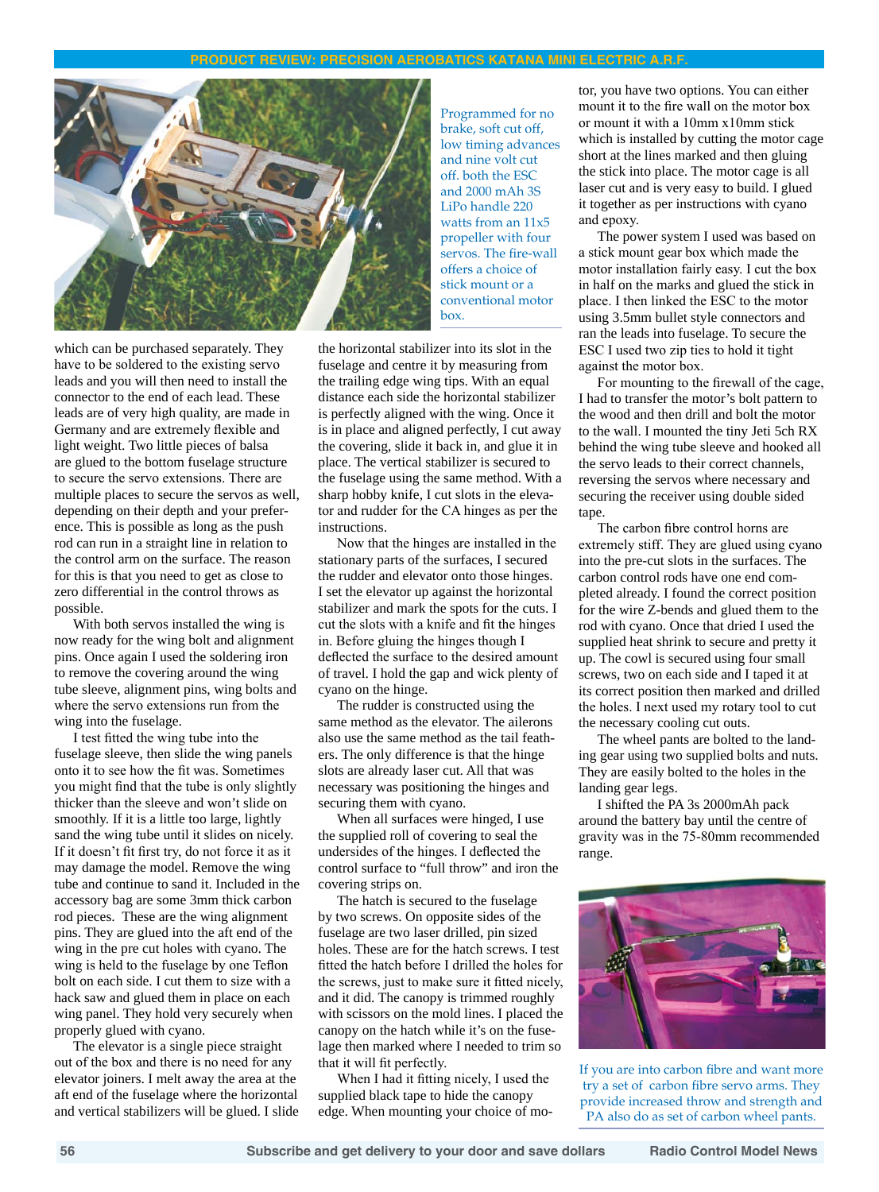Programmed for no brake, soft cut off, low timing advances and nine volt cut off. both the ESC and 2000 mAh 3S LiPo handle 220 watts from an 11x5 propeller with four servos. The fire-wall offers a choice of stick mount or a conventional motor box.

which can be purchased separately. They have to be soldered to the existing servo leads and you will then need to install the connector to the end of each lead. These leads are of very high quality, are made in Germany and are extremely flexible and light weight. Two little pieces of balsa are glued to the bottom fuselage structure to secure the servo extensions. There are multiple places to secure the servos as well, depending on their depth and your preference. This is possible as long as the push rod can run in a straight line in relation to the control arm on the surface. The reason for this is that you need to get as close to zero differential in the control throws as possible.

With both servos installed the wing is now ready for the wing bolt and alignment pins. Once again I used the soldering iron to remove the covering around the wing tube sleeve, alignment pins, wing bolts and where the servo extensions run from the wing into the fuselage.

I test fitted the wing tube into the fuselage sleeve, then slide the wing panels onto it to see how the fit was. Sometimes you might find that the tube is only slightly thicker than the sleeve and won't slide on smoothly. If it is a little too large, lightly sand the wing tube until it slides on nicely. If it doesn't fit first try, do not force it as it may damage the model. Remove the wing tube and continue to sand it. Included in the accessory bag are some 3mm thick carbon rod pieces. These are the wing alignment pins. They are glued into the aft end of the wing in the pre cut holes with cyano. The wing is held to the fuselage by one Teflon bolt on each side. I cut them to size with a hack saw and glued them in place on each wing panel. They hold very securely when properly glued with cyano.

The elevator is a single piece straight out of the box and there is no need for any elevator joiners. I melt away the area at the aft end of the fuselage where the horizontal and vertical stabilizers will be glued. I slide the horizontal stabilizer into its slot in the fuselage and centre it by measuring from the trailing edge wing tips. With an equal distance each side the horizontal stabilizer is perfectly aligned with the wing. Once it is in place and aligned perfectly, I cut away the covering, slide it back in, and glue it in place. The vertical stabilizer is secured to the fuselage using the same method. With a sharp hobby knife, I cut slots in the elevator and rudder for the CA hinges as per the instructions.

Now that the hinges are installed in the stationary parts of the surfaces, I secured the rudder and elevator onto those hinges. I set the elevator up against the horizontal stabilizer and mark the spots for the cuts. I cut the slots with a knife and fit the hinges in. Before gluing the hinges though I deflected the surface to the desired amount of travel. I hold the gap and wick plenty of cyano on the hinge.

The rudder is constructed using the same method as the elevator. The ailerons also use the same method as the tail feathers. The only difference is that the hinge slots are already laser cut. All that was necessary was positioning the hinges and securing them with cyano.

When all surfaces were hinged, I use the supplied roll of covering to seal the undersides of the hinges. I deflected the control surface to "full throw" and iron the covering strips on.

The hatch is secured to the fuselage by two screws. On opposite sides of the fuselage are two laser drilled, pin sized holes. These are for the hatch screws. I test fitted the hatch before I drilled the holes for the screws, just to make sure it fitted nicely, and it did. The canopy is trimmed roughly with scissors on the mold lines. I placed the canopy on the hatch while it's on the fuselage then marked where I needed to trim so that it will fit perfectly.

When I had it fitting nicely, I used the supplied black tape to hide the canopy edge. When mounting your choice of motor, you have two options. You can either mount it to the fire wall on the motor box or mount it with a 10mm x10mm stick which is installed by cutting the motor cage short at the lines marked and then gluing the stick into place. The motor cage is all laser cut and is very easy to build. I glued it together as per instructions with cyano and epoxy.

The power system I used was based on a stick mount gear box which made the motor installation fairly easy. I cut the box in half on the marks and glued the stick in place. I then linked the ESC to the motor using 3.5mm bullet style connectors and ran the leads into fuselage. To secure the ESC I used two zip ties to hold it tight against the motor box.

For mounting to the firewall of the cage, I had to transfer the motor's bolt pattern to the wood and then drill and bolt the motor to the wall. I mounted the tiny Jeti 5ch RX behind the wing tube sleeve and hooked all the servo leads to their correct channels, reversing the servos where necessary and securing the receiver using double sided tape.

The carbon fibre control horns are extremely stiff. They are glued using cyano into the pre-cut slots in the surfaces. The carbon control rods have one end completed already. I found the correct position for the wire Z-bends and glued them to the rod with cyano. Once that dried I used the supplied heat shrink to secure and pretty it up. The cowl is secured using four small screws, two on each side and I taped it at its correct position then marked and drilled the holes. I next used my rotary tool to cut the necessary cooling cut outs.

The wheel pants are bolted to the landing gear using two supplied bolts and nuts. They are easily bolted to the holes in the landing gear legs.

I shifted the PA 3s 2000mAh pack around the battery bay until the centre of gravity was in the 75-80mm recommended range.

If you are into carbon fibre and want more try a set of carbon fibre servo arms. They provide increased throw and strength and PA also do as set of carbon wheel pants.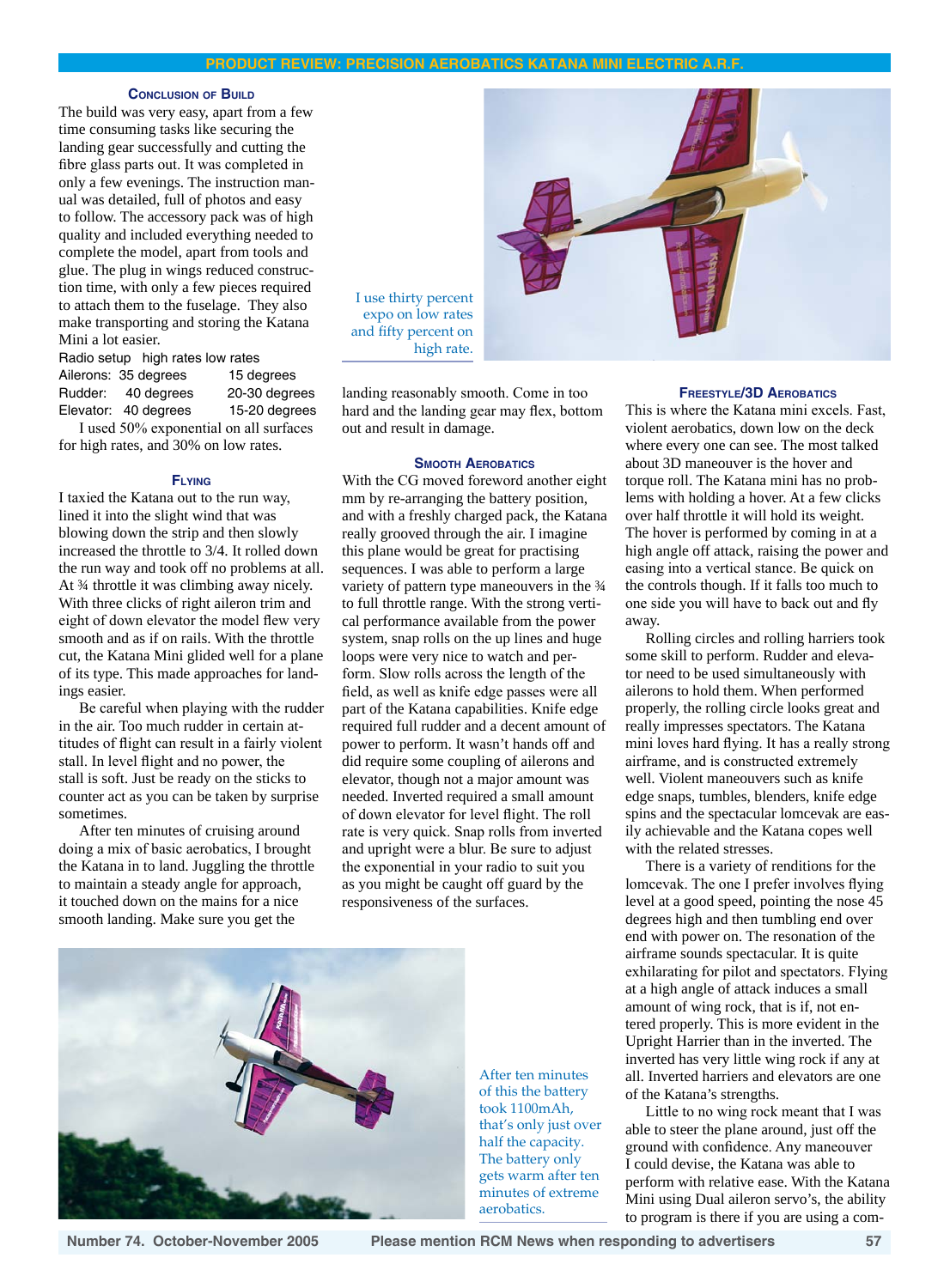### Conclusion of Build

The build was very easy, apart from a few time consuming tasks like securing the landing gear successfully and cutting the fibre glass parts out. It was completed in only a few evenings. The instruction manual was detailed, full of photos and easy to follow. The accessory pack was of high quality and included everything needed to complete the model, apart from tools and glue. The plug in wings reduced construction time, with only a few pieces required to attach them to the fuselage. They also make transporting and storing the Katana Mini a lot easier.

| Radio setup | high rates | low rates |
|---|---|---|
| Ailerons: | 35 degrees | 15 degrees |
| Rudder: | 40 degrees | 20-30 degrees |
| Elevator: | 40 degrees | 15-20 degrees |

I used 50% exponential on all surfaces for high rates, and 30% on low rates.

I use thirty percent expo on low rates and fifty percent on high rate.

### Flying

I taxied the Katana out to the run way, lined it into the slight wind that was blowing down the strip and then slowly increased the throttle to 3/4. It rolled down the run way and took off no problems at all. At ¾ throttle it was climbing away nicely. With three clicks of right aileron trim and eight of down elevator the model flew very smooth and as if on rails. With the throttle cut, the Katana Mini glided well for a plane of its type. This made approaches for landings easier.

Be careful when playing with the rudder in the air. Too much rudder in certain attitudes of flight can result in a fairly violent stall. In level flight and no power, the stall is soft. Just be ready on the sticks to counter act as you can be taken by surprise sometimes.

After ten minutes of cruising around doing a mix of basic aerobatics, I brought the Katana in to land. Juggling the throttle to maintain a steady angle for approach, it touched down on the mains for a nice smooth landing. Make sure you get the landing reasonably smooth. Come in too hard and the landing gear may flex, bottom out and result in damage.

### Smooth Aerobatics

With the CG moved foreword another eight mm by re-arranging the battery position, and with a freshly charged pack, the Katana really grooved through the air. I imagine this plane would be great for practising sequences. I was able to perform a large variety of pattern type maneuvers in the ¾ to full throttle range. With the strong vertical performance available from the power system, snap rolls on the up lines and huge loops were very nice to watch and perform. Slow rolls across the length of the field, as well as knife edge passes were all part of the Katana capabilities. Knife edge required full rudder and a decent amount of power to perform. It wasn't hands off and did require some coupling of ailerons and elevator, though not a major amount was needed. Inverted required a small amount of down elevator for level flight. The roll rate is very quick. Snap rolls from inverted and upright were a blur. Be sure to adjust the exponential in your radio to suit you as you might be caught off guard by the responsiveness of the surfaces.

After ten minutes of this the battery took 1100mAh, that's only just over half the capacity. The battery only gets warm after ten minutes of extreme aerobatics.

### Freestyle/3D Aerobatics

This is where the Katana mini excels. Fast, violent aerobatics, down low on the deck where every one can see. The most talked about 3D maneuver is the hover and torque roll. The Katana mini has no problems with holding a hover. At a few clicks over half throttle it will hold its weight. The hover is performed by coming in at a high angle off attack, raising the power and easing into a vertical stance. Be quick on the controls though. If it falls too much to one side you will have to back out and fly away.

Rolling circles and rolling harriers took some skill to perform. Rudder and elevator need to be used simultaneously with ailerons to hold them. When performed properly, the rolling circle looks great and really impresses spectators. The Katana mini loves hard flying. It has a really strong airframe, and is constructed extremely well. Violent maneuvers such as knife edge snaps, tumbles, blenders, knife edge spins and the spectacular lomcevak are easily achievable and the Katana copes well with the related stresses.

There is a variety of renditions for the lomcevak. The one I prefer involves flying level at a good speed, pointing the nose 45 degrees high and then tumbling end over end with power on. The resonation of the airframe sounds spectacular. It is quite exhilarating for pilot and spectators. Flying at a high angle of attack induces a small amount of wing rock, that is if, not entered properly. This is more evident in the Upright Harrier than in the inverted. The inverted has very little wing rock if any at all. Inverted harriers and elevators are one of the Katana's strengths.

Little to no wing rock meant that I was able to steer the plane around, just off the ground with confidence. Any maneouver I could devise, the Katana was able to perform with relative ease. With the Katana Mini using Dual aileron servo's, the ability to program is there if you are using a com-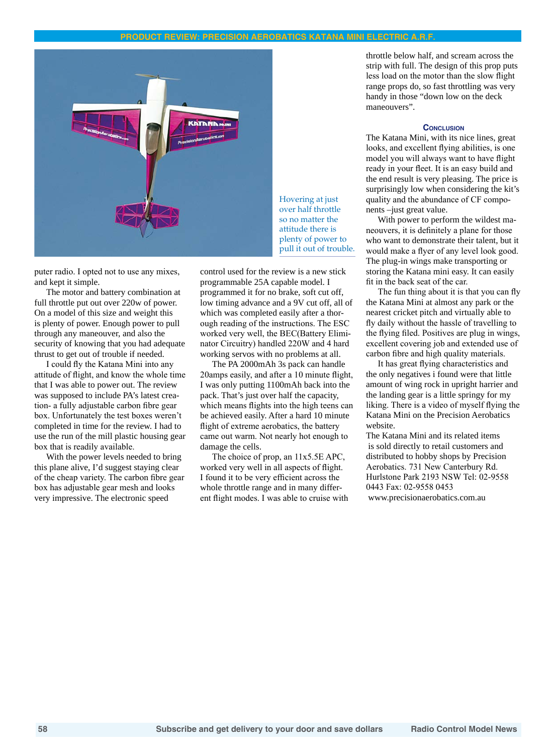Hovering at just over half throttle so no matter the attitude there is plenty of power to pull it out of trouble.

puter radio. I opted not to use any mixes, and kept it simple.

The motor and battery combination at full throttle put out over 220w of power. On a model of this size and weight this is plenty of power. Enough power to pull through any maneouver, and also the security of knowing that you had adequate thrust to get out of trouble if needed.

I could fly the Katana Mini into any attitude of flight, and know the whole time that I was able to power out. The review was supposed to include PA's latest creation- a fully adjustable carbon fibre gear box. Unfortunately the test boxes weren't completed in time for the review. I had to use the run of the mill plastic housing gear box that is readily available.

With the power levels needed to bring this plane alive, I'd suggest staying clear of the cheap variety. The carbon fibre gear box has adjustable gear mesh and looks very impressive. The electronic speed control used for the review is a new stick programmable 25A capable model. I programmed it for no brake, soft cut off, low timing advance and a 9V cut off, all of which was completed easily after a thorough reading of the instructions. The ESC worked very well, the BEC(Battery Eliminator Circuitry) handled 220W and 4 hard working servos with no problems at all.

The PA 2000mAh 3s pack can handle 20amps easily, and after a 10 minute flight, I was only putting 1100mAh back into the pack. That's just over half the capacity, which means flights into the high teens can be achieved easily. After a hard 10 minute flight of extreme aerobatics, the battery came out warm. Not nearly hot enough to damage the cells.

The choice of prop, an 11x5.5E APC, worked very well in all aspects of flight. I found it to be very efficient across the whole throttle range and in many different flight modes. I was able to cruise with throttle below half, and scream across the strip with full. The design of this prop puts less load on the motor than the slow flight range props do, so fast throttling was very handy in those "down low on the deck maneouvers".

### Conclusion

The Katana Mini, with its nice lines, great looks, and excellent flying abilities, is one model you will always want to have flight ready in your fleet. It is an easy build and the end result is very pleasing. The price is surprisingly low when considering the kit's quality and the abundance of CF components –just great value.

With power to perform the wildest maneouvers, it is definitely a plane for those who want to demonstrate their talent, but it would make a flyer of any level look good. The plug-in wings make transporting or storing the Katana mini easy. It can easily fit in the back seat of the car.

The fun thing about it is that you can fly the Katana Mini at almost any park or the nearest cricket pitch and virtually able to fly daily without the hassle of travelling to the flying filed. Positives are plug in wings, excellent covering job and extended use of carbon fibre and high quality materials.

It has great flying characteristics and the only negatives i found were that little amount of wing rock in upright harrier and the landing gear is a little springy for my liking. There is a video of myself flying the Katana Mini on the Precision Aerobatics website.

The Katana Mini and its related items is sold directly to retail customers and distributed to hobby shops by Precision Aerobatics. 731 New Canterbury Rd. Hurlstone Park 2193 NSW Tel: 02-9558 0443 Fax: 02-9558 0453
www.precisionaerobatics.com.au